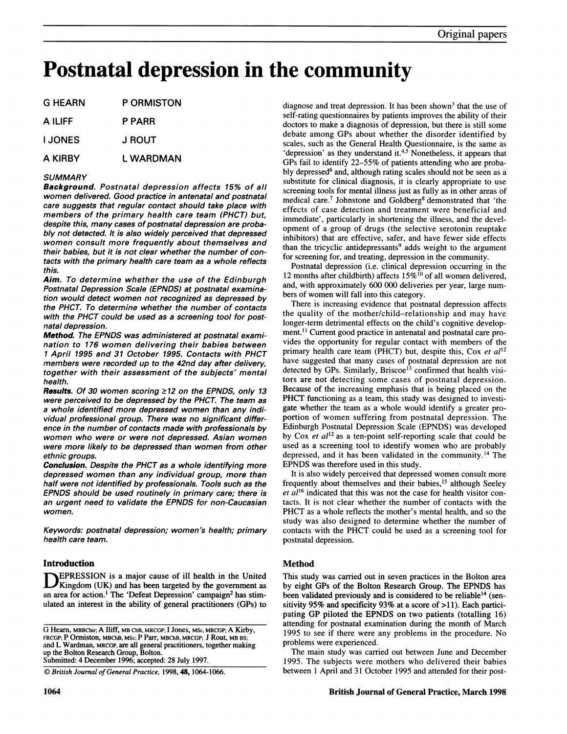# Postnatal depression in the community

G HEARN P ORMISTON

A ILIFF P PARR

I JONES J ROUT

A KIRBY L WARDMAN

### SUMMARY

***Background.*** *Postnatal depression affects 15% of all women delivered. Good practice in antenatal and postnatal care suggests that regular contact should take place with members of the primary health care team (PHCT) but, despite this, many cases of postnatal depression are probably not detected. It is also widely perceived that depressed women consult more frequently about themselves and their babies, but it is not clear whether the number of contacts with the primary health care team as a whole reflects this.*

***Aim.*** *To determine whether the use of the Edinburgh Postnatal Depression Scale (EPNDS) at postnatal examination would detect women not recognized as depressed by the PHCT. To determine whether the number of contacts with the PHCT could be used as a screening tool for postnatal depression.*

***Method.*** *The EPNDS was administered at postnatal examination to 176 women delivering their babies between 1 April 1995 and 31 October 1995. Contacts with PHCT members were recorded up to the 42nd day after delivery, together with their assessment of the subjects' mental health.*

***Results.*** *Of 30 women scoring ≥12 on the EPNDS, only 13 were perceived to be depressed by the PHCT. The team as a whole identified more depressed women than any individual professional group. There was no significant difference in the number of contacts made with professionals by women who were or were not depressed. Asian women were more likely to be depressed than women from other ethnic groups.*

***Conclusion.*** *Despite the PHCT as a whole identifying more depressed women than any individual group, more than half were not identified by professionals. Tools such as the EPNDS should be used routinely in primary care; there is an urgent need to validate the EPNDS for non-Caucasian women.*

*Keywords: postnatal depression; women's health; primary health care team.*

## Introduction

DEPRESSION is a major cause of ill health in the United Kingdom (UK) and has been targeted by the government as an area for action.[1] The 'Defeat Depression' campaign[2] has stimulated an interest in the ability of general practitioners (GPs) to diagnose and treat depression. It has been shown[3] that the use of self-rating questionnaires by patients improves the ability of their doctors to make a diagnosis of depression, but there is still some debate among GPs about whether the disorder identified by scales, such as the General Health Questionnaire, is the same as 'depression' as they understand it.[4,5] Nonetheless, it appears that GPs fail to identify 22–55% of patients attending who are probably depressed[6] and, although rating scales should not be seen as a substitute for clinical diagnosis, it is clearly appropriate to use screening tools for mental illness just as fully as in other areas of medical care.[7] Johnstone and Goldberg[8] demonstrated that 'the effects of case detection and treatment were beneficial and immediate', particularly in shortening the illness, and the development of a group of drugs (the selective serotonin reuptake inhibitors) that are effective, safer, and have fewer side effects than the tricyclic antidepressants[9] adds weight to the argument for screening for, and treating, depression in the community.

Postnatal depression (i.e. clinical depression occurring in the 12 months after childbirth) affects 15%[10] of all women delivered, and, with approximately 600 000 deliveries per year, large numbers of women will fall into this category.

There is increasing evidence that postnatal depression affects the quality of the mother/child–relationship and may have longer-term detrimental effects on the child's cognitive development.[11] Current good practice in antenatal and postnatal care provides the opportunity for regular contact with members of the primary health care team (PHCT) but, despite this, Cox *et al*[12] have suggested that many cases of postnatal depression are not detected by GPs. Similarly, Briscoe[13] confirmed that health visitors are not detecting some cases of postnatal depression. Because of the increasing emphasis that is being placed on the PHCT functioning as a team, this study was designed to investigate whether the team as a whole would identify a greater proportion of women suffering from postnatal depression. The Edinburgh Postnatal Depression Scale (EPNDS) was developed by Cox *et al*[12] as a ten-point self-reporting scale that could be used as a screening tool to identify women who are probably depressed, and it has been validated in the community.[14] The EPNDS was therefore used in this study.

It is also widely perceived that depressed women consult more frequently about themselves and their babies,[15] although Seeley *et al*[16] indicated that this was not the case for health visitor contacts. It is not clear whether the number of contacts with the PHCT as a whole reflects the mother's mental health, and so the study was also designed to determine whether the number of contacts with the PHCT could be used as a screening tool for postnatal depression.

## Method

This study was carried out in seven practices in the Bolton area by eight GPs of the Bolton Research Group. The EPNDS has been validated previously and is considered to be reliable[14] (sensitivity 95% and specificity 93% at a score of >11). Each participating GP piloted the EPNDS on two patients (totalling 16) attending for postnatal examination during the month of March 1995 to see if there were any problems in the procedure. No problems were experienced.

The main study was carried out between June and December 1995. The subjects were mothers who delivered their babies between 1 April and 31 October 1995 and attended for their post-

G Hearn, MBBChir; A Iliff, MB ChB, MRCGP; I Jones, MSc, MRCGP; A Kirby, FRCGP; P Ormiston, MBChB, MSc; P Parr, MBChB, MRCGP; J Rout, MB BS; and L Wardman, MRCGP, are all general practitioners, together making up the Bolton Research Group, Bolton.
Submitted: 4 December 1996; accepted: 28 July 1997.

© *British Journal of General Practice,* 1998, **48,** 1064-1066.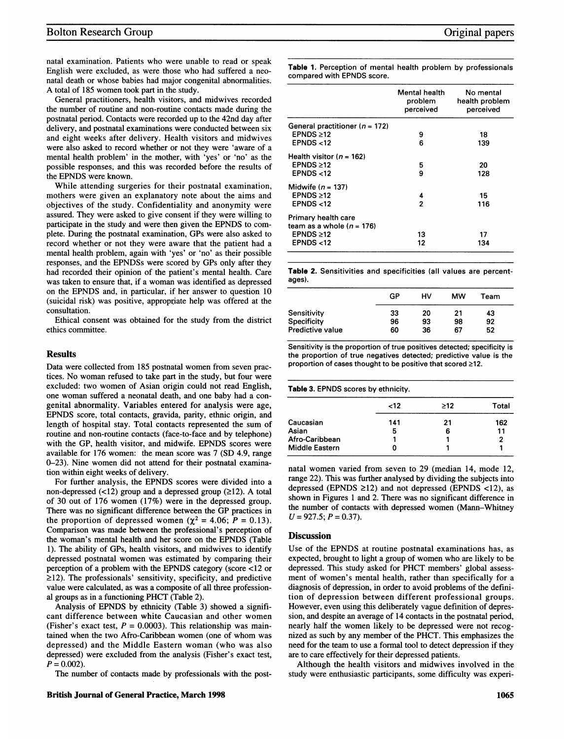natal examination. Patients who were unable to read or speak English were excluded, as were those who had suffered a neonatal death or whose babies had major congenital abnormalities. A total of 185 women took part in the study.

General practitioners, health visitors, and midwives recorded the number of routine and non-routine contacts made during the postnatal period. Contacts were recorded up to the 42nd day after delivery, and postnatal examinations were conducted between six and eight weeks after delivery. Health visitors and midwives were also asked to record whether or not they were 'aware of a mental health problem' in the mother, with 'yes' or 'no' as the possible responses, and this was recorded before the results of the EPNDS were known.

While attending surgeries for their postnatal examination, mothers were given an explanatory note about the aims and objectives of the study. Confidentiality and anonymity were assured. They were asked to give consent if they were willing to participate in the study and were then given the EPNDS to complete. During the postnatal examination, GPs were also asked to record whether or not they were aware that the patient had a mental health problem, again with 'yes' or 'no' as their possible responses, and the EPNDSs were scored by GPs only after they had recorded their opinion of the patient's mental health. Care was taken to ensure that, if a woman was identified as depressed on the EPNDS and, in particular, if her answer to question 10 (suicidal risk) was positive, appropriate help was offered at the consultation.

Ethical consent was obtained for the study from the district ethics committee.

## Results

Data were collected from 185 postnatal women from seven practices. No woman refused to take part in the study, but four were excluded: two women of Asian origin could not read English, one woman suffered a neonatal death, and one baby had a congenital abnormality. Variables entered for analysis were age, EPNDS score, total contacts, gravida, parity, ethnic origin, and length of hospital stay. Total contacts represented the sum of routine and non-routine contacts (face-to-face and by telephone) with the GP, health visitor, and midwife. EPNDS scores were available for 176 women: the mean score was 7 (SD 4.9, range 0–23). Nine women did not attend for their postnatal examination within eight weeks of delivery.

For further analysis, the EPNDS scores were divided into a non-depressed (<12) group and a depressed group (≥12). A total of 30 out of 176 women (17%) were in the depressed group. There was no significant difference between the GP practices in the proportion of depressed women ($\chi^2 = 4.06$; $P = 0.13$). Comparison was made between the professional's perception of the woman's mental health and her score on the EPNDS (Table 1). The ability of GPs, health visitors, and midwives to identify depressed postnatal women was estimated by comparing their perception of a problem with the EPNDS category (score <12 or ≥12). The professionals' sensitivity, specificity, and predictive value were calculated, as was a composite of all three professional groups as in a functioning PHCT (Table 2).

Analysis of EPNDS by ethnicity (Table 3) showed a significant difference between white Caucasian and other women (Fisher's exact test, $P = 0.0003$). This relationship was maintained when the two Afro-Caribbean women (one of whom was depressed) and the Middle Eastern woman (who was also depressed) were excluded from the analysis (Fisher's exact test, $P = 0.002$).

The number of contacts made by professionals with the postnatal women varied from seven to 29 (median 14, mode 12, range 22). This was further analysed by dividing the subjects into depressed (EPNDS ≥12) and not depressed (EPNDS <12), as shown in Figures 1 and 2. There was no significant difference in the number of contacts with depressed women (Mann–Whitney $U = 927.5$; $P = 0.37$).

**Table 1.** Perception of mental health problem by professionals compared with EPNDS score.

| | Mental health problem perceived | No mental health problem perceived |
|---|---|---|
| General practitioner (n = 172) | | |
| EPNDS ≥12 | 9 | 18 |
| EPNDS <12 | 6 | 139 |
| Health visitor (n = 162) | | |
| EPNDS ≥12 | 5 | 20 |
| EPNDS <12 | 9 | 128 |
| Midwife (n = 137) | | |
| EPNDS ≥12 | 4 | 15 |
| EPNDS <12 | 2 | 116 |
| Primary health care team as a whole (n = 176) | | |
| EPNDS ≥12 | 13 | 17 |
| EPNDS <12 | 12 | 134 |

**Table 2.** Sensitivities and specificities (all values are percentages).

| | GP | HV | MW | Team |
|---|---|---|---|---|
| Sensitivity | 33 | 20 | 21 | 43 |
| Specificity | 96 | 93 | 98 | 92 |
| Predictive value | 60 | 36 | 67 | 52 |

Sensitivity is the proportion of true positives detected; specificity is the proportion of true negatives detected; predictive value is the proportion of cases thought to be positive that scored ≥12.

**Table 3.** EPNDS scores by ethnicity.

| | <12 | ≥12 | Total |
|---|---|---|---|
| Caucasian | 141 | 21 | 162 |
| Asian | 5 | 6 | 11 |
| Afro-Caribbean | 1 | 1 | 2 |
| Middle Eastern | 0 | 1 | 1 |

## Discussion

Use of the EPNDS at routine postnatal examinations has, as expected, brought to light a group of women who are likely to be depressed. This study asked for PHCT members' global assessment of women's mental health, rather than specifically for a diagnosis of depression, in order to avoid problems of the definition of depression between different professional groups. However, even using this deliberately vague definition of depression, and despite an average of 14 contacts in the postnatal period, nearly half the women likely to be depressed were not recognized as such by any member of the PHCT. This emphasizes the need for the team to use a formal tool to detect depression if they are to care effectively for their depressed patients.

Although the health visitors and midwives involved in the study were enthusiastic participants, some difficulty was experi-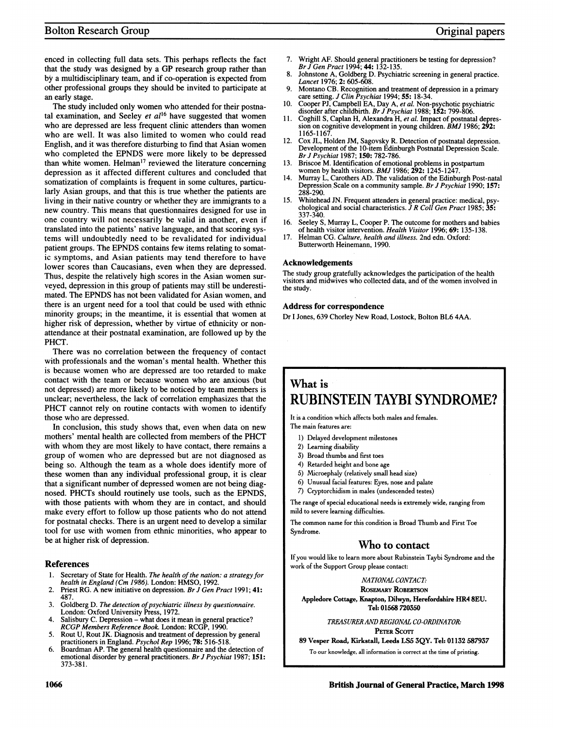enced in collecting full data sets. This perhaps reflects the fact that the study was designed by a GP research group rather than by a multidisciplinary team, and if co-operation is expected from other professional groups they should be invited to participate at an early stage.

The study included only women who attended for their postnatal examination, and Seeley *et al*[16] have suggested that women who are depressed are less frequent clinic attenders than women who are well. It was also limited to women who could read English, and it was therefore disturbing to find that Asian women who completed the EPNDS were more likely to be depressed than white women. Helman[17] reviewed the literature concerning depression as it affected different cultures and concluded that somatization of complaints is frequent in some cultures, particularly Asian groups, and that this is true whether the patients are living in their native country or whether they are immigrants to a new country. This means that questionnaires designed for use in one country will not necessarily be valid in another, even if translated into the patients' native language, and that scoring systems will undoubtedly need to be revalidated for individual patient groups. The EPNDS contains few items relating to somatic symptoms, and Asian patients may tend therefore to have lower scores than Caucasians, even when they are depressed. Thus, despite the relatively high scores in the Asian women surveyed, depression in this group of patients may still be underestimated. The EPNDS has not been validated for Asian women, and there is an urgent need for a tool that could be used with ethnic minority groups; in the meantime, it is essential that women at higher risk of depression, whether by virtue of ethnicity or non-attendance at their postnatal examination, are followed up by the PHCT.

There was no correlation between the frequency of contact with professionals and the woman's mental health. Whether this is because women who are depressed are too retarded to make contact with the team or because women who are anxious (but not depressed) are more likely to be noticed by team members is unclear; nevertheless, the lack of correlation emphasizes that the PHCT cannot rely on routine contacts with women to identify those who are depressed.

In conclusion, this study shows that, even when data on new mothers' mental health are collected from members of the PHCT with whom they are most likely to have contact, there remains a group of women who are depressed but are not diagnosed as being so. Although the team as a whole does identify more of these women than any individual professional group, it is clear that a significant number of depressed women are not being diagnosed. PHCTs should routinely use tools, such as the EPNDS, with those patients with whom they are in contact, and should make every effort to follow up those patients who do not attend for postnatal checks. There is an urgent need to develop a similar tool for use with women from ethnic minorities, who appear to be at higher risk of depression.

## References

1. Secretary of State for Health. *The health of the nation: a strategy for health in England (Cm 1986).* London: HMSO, 1992.
2. Priest RG. A new initiative on depression. *Br J Gen Pract* 1991; **41:** 487.
3. Goldberg D. *The detection of psychiatric illness by questionnaire.* London: Oxford University Press, 1972.
4. Salisbury C. Depression – what does it mean in general practice? *RCGP Members Reference Book.* London: RCGP, 1990.
5. Rout U, Rout JK. Diagnosis and treatment of depression by general practitioners in England. *Psychol Rep* 1996; **78:** 516-518.
6. Boardman AP. The general health questionnaire and the detection of emotional disorder by general practitioners. *Br J Psychiatr* 1987; **151:** 373-381.
7. Wright AF. Should general practitioners be testing for depression? *Br J Gen Pract* 1994; **44:** 132-135.
8. Johnstone A, Goldberg D. Psychiatric screening in general practice. *Lancet* 1976; **2:** 605-608.
9. Montano CB. Recognition and treatment of depression in a primary care setting. *J Clin Psychiat* 1994; **55:** 18-34.
10. Cooper PJ, Campbell EA, Day A, *et al.* Non-psychotic psychiatric disorder after childbirth. *Br J Psychiat* 1988; **152:** 799-806.
11. Coghill S, Caplan H, Alexandra H, *et al.* Impact of postnatal depression on cognitive development in young children. *BMJ* 1986; **292:** 1165-1167.
12. Cox JL, Holden JM, Sagovsky R. Detection of postnatal depression. Development of the 10-item Edinburgh Postnatal Depression Scale. *Br J Psychiat* 1987; **150:** 782-786.
13. Briscoe M. Identification of emotional problems in postpartum women by health visitors. *BMJ* 1986; **292:** 1245-1247.
14. Murray L, Carothers AD. The validation of the Edinburgh Post-natal Depression Scale on a community sample. *Br J Psychiat* 1990; **157:** 288-290.
15. Whitehead JN. Frequent attenders in general practice: medical, psychological and social characteristics. *J R Coll Gen Pract* 1985; **35:** 337-340.
16. Seeley S, Murray L, Cooper P. The outcome for mothers and babies of health visitor intervention. *Health Visitor* 1996; **69:** 135-138.
17. Helman CG. *Culture, health and illness.* 2nd edn. Oxford: Butterworth Heinemann, 1990.

### Acknowledgements

The study group gratefully acknowledges the participation of the health visitors and midwives who collected data, and of the women involved in the study.

### Address for correspondence

Dr I Jones, 639 Chorley New Road, Lostock, Bolton BL6 4AA.

## What is RUBINSTEIN TAYBI SYNDROME?

It is a condition which affects both males and females.
The main features are:

1) Delayed development milestones
2) Learning disability
3) Broad thumbs and first toes
4) Retarded height and bone age
5) Microephaly (relatively small head size)
6) Unusual facial features: Eyes, nose and palate
7) Cryptorchidism in males (undescended testes)

The range of special educational needs is extremely wide, ranging from mild to severe learning difficulties.

The common name for this condition is Broad Thumb and First Toe Syndrome.

### Who to contact

If you would like to learn more about Rubinstein Taybi Syndrome and the work of the Support Group please contact:

*NATIONAL CONTACT:*
**ROSEMARY ROBERTSON**
**Appledore Cottage, Knapton, Dilwyn, Herefordshire HR4 8EU. Tel: 01568 720350**

*TREASURER AND REGIONAL CO-ORDINATOR:*
**PETER SCOTT**
**89 Vesper Road, Kirkstall, Leeds LS5 3QY. Tel: 01132 587937**

To our knowledge, all information is correct at the time of printing.